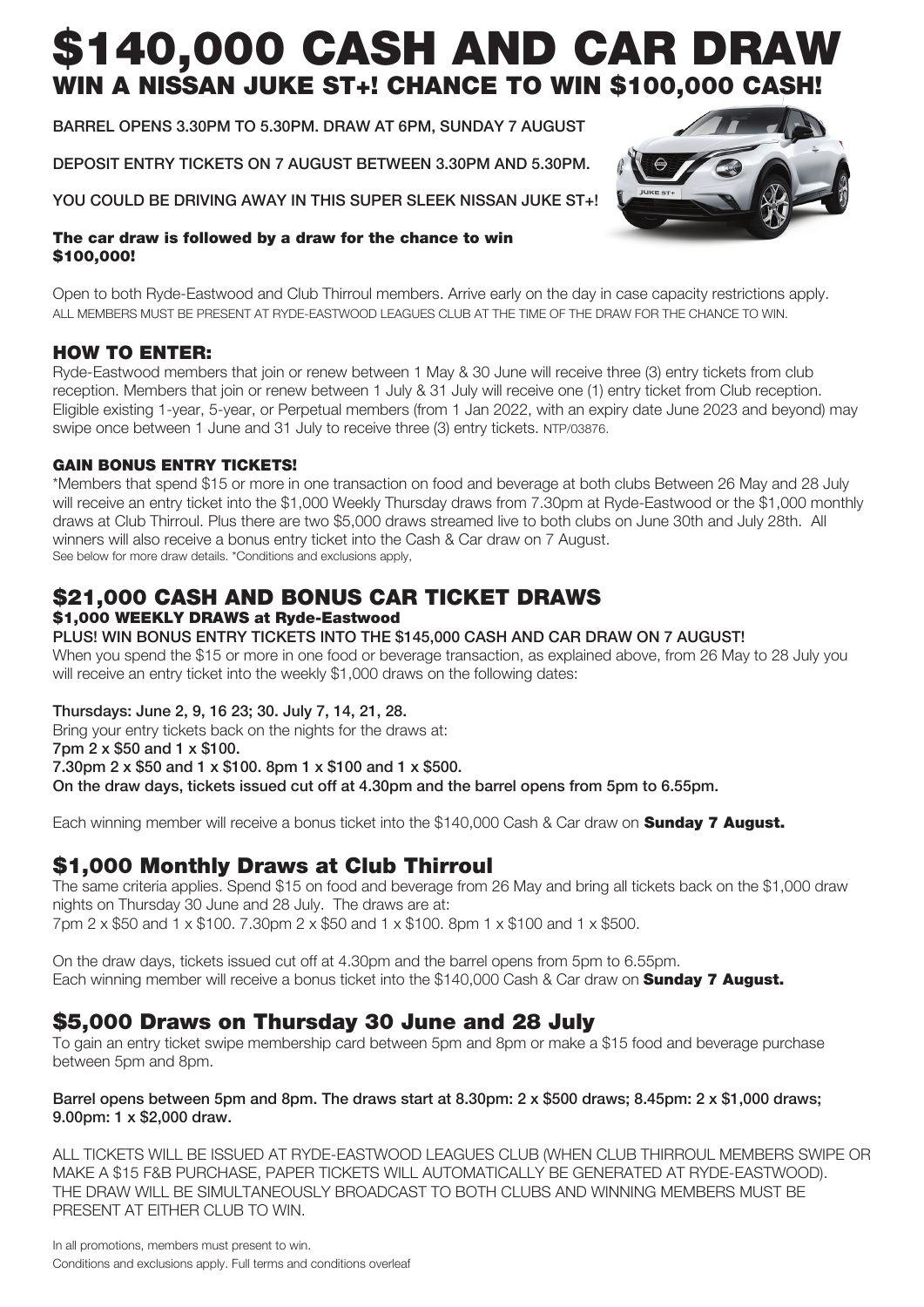# $140,000 CASH AND CAR DRAW

## WIN A NISSAN JUKE ST+! CHANCE TO WIN $100,000 CASH!

BARREL OPENS 3.30PM TO 5.30PM. DRAW AT 6PM, SUNDAY 7 AUGUST

DEPOSIT ENTRY TICKETS ON 7 AUGUST BETWEEN 3.30PM AND 5.30PM.

YOU COULD BE DRIVING AWAY IN THIS SUPER SLEEK NISSAN JUKE ST+!

**The car draw is followed by a draw for the chance to win $100,000!**

Open to both Ryde-Eastwood and Club Thirroul members. Arrive early on the day in case capacity restrictions apply.
ALL MEMBERS MUST BE PRESENT AT RYDE-EASTWOOD LEAGUES CLUB AT THE TIME OF THE DRAW FOR THE CHANCE TO WIN.

### HOW TO ENTER:

Ryde-Eastwood members that join or renew between 1 May & 30 June will receive three (3) entry tickets from club reception. Members that join or renew between 1 July & 31 July will receive one (1) entry ticket from Club reception. Eligible existing 1-year, 5-year, or Perpetual members (from 1 Jan 2022, with an expiry date June 2023 and beyond) may swipe once between 1 June and 31 July to receive three (3) entry tickets. NTP/03876.

#### GAIN BONUS ENTRY TICKETS!

*Members that spend $15 or more in one transaction on food and beverage at both clubs Between 26 May and 28 July will receive an entry ticket into the $1,000 Weekly Thursday draws from 7.30pm at Ryde-Eastwood or the $1,000 monthly draws at Club Thirroul. Plus there are two $5,000 draws streamed live to both clubs on June 30th and July 28th. All winners will also receive a bonus entry ticket into the Cash & Car draw on 7 August.
See below for more draw details. *Conditions and exclusions apply,

## $21,000 CASH AND BONUS CAR TICKET DRAWS

#### $1,000 WEEKLY DRAWS at Ryde-Eastwood

PLUS! WIN BONUS ENTRY TICKETS INTO THE $145,000 CASH AND CAR DRAW ON 7 AUGUST!
When you spend the $15 or more in one food or beverage transaction, as explained above, from 26 May to 28 July you will receive an entry ticket into the weekly $1,000 draws on the following dates:

**Thursdays: June 2, 9, 16 23; 30. July 7, 14, 21, 28.**
Bring your entry tickets back on the nights for the draws at:
**7pm 2 x $50 and 1 x $100.**
**7.30pm 2 x $50 and 1 x $100. 8pm 1 x $100 and 1 x $500.**
**On the draw days, tickets issued cut off at 4.30pm and the barrel opens from 5pm to 6.55pm.**

Each winning member will receive a bonus ticket into the $140,000 Cash & Car draw on **Sunday 7 August.**

## $1,000 Monthly Draws at Club Thirroul

The same criteria applies. Spend $15 on food and beverage from 26 May and bring all tickets back on the $1,000 draw nights on Thursday 30 June and 28 July. The draws are at:
7pm 2 x $50 and 1 x $100. 7.30pm 2 x $50 and 1 x $100. 8pm 1 x $100 and 1 x $500.

On the draw days, tickets issued cut off at 4.30pm and the barrel opens from 5pm to 6.55pm.
Each winning member will receive a bonus ticket into the $140,000 Cash & Car draw on **Sunday 7 August.**

## $5,000 Draws on Thursday 30 June and 28 July

To gain an entry ticket swipe membership card between 5pm and 8pm or make a $15 food and beverage purchase between 5pm and 8pm.

**Barrel opens between 5pm and 8pm. The draws start at 8.30pm: 2 x $500 draws; 8.45pm: 2 x $1,000 draws; 9.00pm: 1 x $2,000 draw.**

ALL TICKETS WILL BE ISSUED AT RYDE-EASTWOOD LEAGUES CLUB (WHEN CLUB THIRROUL MEMBERS SWIPE OR MAKE A $15 F&B PURCHASE, PAPER TICKETS WILL AUTOMATICALLY BE GENERATED AT RYDE-EASTWOOD). THE DRAW WILL BE SIMULTANEOUSLY BROADCAST TO BOTH CLUBS AND WINNING MEMBERS MUST BE PRESENT AT EITHER CLUB TO WIN.

In all promotions, members must present to win.
Conditions and exclusions apply. Full terms and conditions overleaf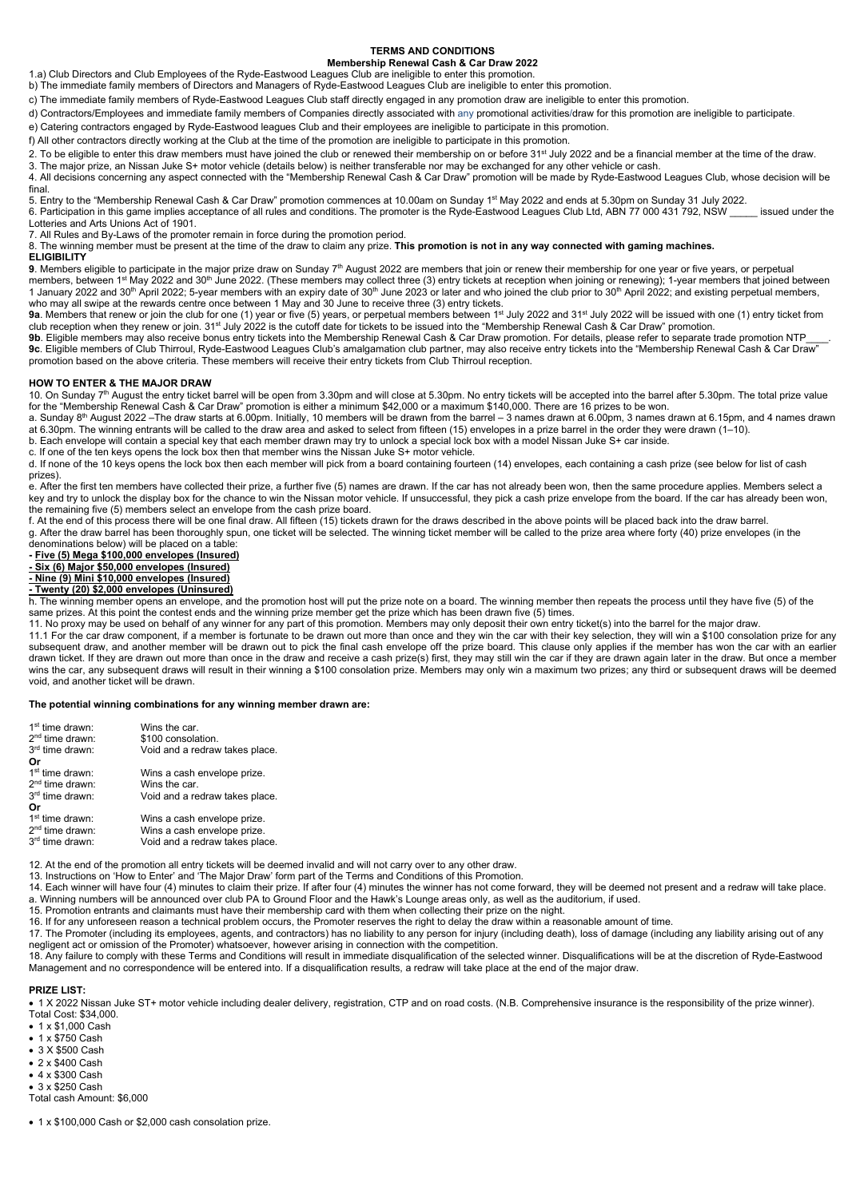**TERMS AND CONDITIONS**
**Membership Renewal Cash & Car Draw 2022**

1.a) Club Directors and Club Employees of the Ryde-Eastwood Leagues Club are ineligible to enter this promotion.

b) The immediate family members of Directors and Managers of Ryde-Eastwood Leagues Club are ineligible to enter this promotion.

c) The immediate family members of Ryde-Eastwood Leagues Club staff directly engaged in any promotion draw are ineligible to enter this promotion.

d) Contractors/Employees and immediate family members of Companies directly associated with any promotional activities/draw for this promotion are ineligible to participate.

e) Catering contractors engaged by Ryde-Eastwood leagues Club and their employees are ineligible to participate in this promotion.

f) All other contractors directly working at the Club at the time of the promotion are ineligible to participate in this promotion.

2. To be eligible to enter this draw members must have joined the club or renewed their membership on or before 31st July 2022 and be a financial member at the time of the draw.

3. The major prize, an Nissan Juke S+ motor vehicle (details below) is neither transferable nor may be exchanged for any other vehicle or cash.

4. All decisions concerning any aspect connected with the "Membership Renewal Cash & Car Draw" promotion will be made by Ryde-Eastwood Leagues Club, whose decision will be final.

5. Entry to the "Membership Renewal Cash & Car Draw" promotion commences at 10.00am on Sunday 1st May 2022 and ends at 5.30pm on Sunday 31 July 2022.

6. Participation in this game implies acceptance of all rules and conditions. The promoter is the Ryde-Eastwood Leagues Club Ltd, ABN 77 000 431 792, NSW _____ issued under the Lotteries and Arts Unions Act of 1901.

7. All Rules and By-Laws of the promoter remain in force during the promotion period.

8. The winning member must be present at the time of the draw to claim any prize. **This promotion is not in any way connected with gaming machines.**

**ELIGIBILITY**

**9**. Members eligible to participate in the major prize draw on Sunday 7th August 2022 are members that join or renew their membership for one year or five years, or perpetual members, between 1st May 2022 and 30th June 2022. (These members may collect three (3) entry tickets at reception when joining or renewing); 1-year members that joined between 1 January 2022 and 30th April 2022; 5-year members with an expiry date of 30th June 2023 or later and who joined the club prior to 30th April 2022; and existing perpetual members, who may all swipe at the rewards centre once between 1 May and 30 June to receive three (3) entry tickets.

**9a**. Members that renew or join the club for one (1) year or five (5) years, or perpetual members between 1st July 2022 and 31st July 2022 will be issued with one (1) entry ticket from club reception when they renew or join. 31st July 2022 is the cutoff date for tickets to be issued into the "Membership Renewal Cash & Car Draw" promotion.

**9b**. Eligible members may also receive bonus entry tickets into the Membership Renewal Cash & Car Draw promotion. For details, please refer to separate trade promotion NTP____.

**9c**. Eligible members of Club Thirroul, Ryde-Eastwood Leagues Club's amalgamation club partner, may also receive entry tickets into the "Membership Renewal Cash & Car Draw" promotion based on the above criteria. These members will receive their entry tickets from Club Thirroul reception.

**HOW TO ENTER & THE MAJOR DRAW**

10. On Sunday 7th August the entry ticket barrel will be open from 3.30pm and will close at 5.30pm. No entry tickets will be accepted into the barrel after 5.30pm. The total prize value for the "Membership Renewal Cash & Car Draw" promotion is either a minimum $42,000 or a maximum $140,000. There are 16 prizes to be won.

a. Sunday 8th August 2022 –The draw starts at 6.00pm. Initially, 10 members will be drawn from the barrel – 3 names drawn at 6.00pm, 3 names drawn at 6.15pm, and 4 names drawn at 6.30pm. The winning entrants will be called to the draw area and asked to select from fifteen (15) envelopes in a prize barrel in the order they were drawn (1–10).

b. Each envelope will contain a special key that each member drawn may try to unlock a special lock box with a model Nissan Juke S+ car inside.

c. If one of the ten keys opens the lock box then that member wins the Nissan Juke S+ motor vehicle.

d. If none of the 10 keys opens the lock box then each member will pick from a board containing fourteen (14) envelopes, each containing a cash prize (see below for list of cash prizes).

e. After the first ten members have collected their prize, a further five (5) names are drawn. If the car has not already been won, then the same procedure applies. Members select a key and try to unlock the display box for the chance to win the Nissan motor vehicle. If unsuccessful, they pick a cash prize envelope from the board. If the car has already been won, the remaining five (5) members select an envelope from the cash prize board.

f. At the end of this process there will be one final draw. All fifteen (15) tickets drawn for the draws described in the above points will be placed back into the draw barrel.

g. After the draw barrel has been thoroughly spun, one ticket will be selected. The winning ticket member will be called to the prize area where forty (40) prize envelopes (in the denominations below) will be placed on a table:

- **Five (5) Mega $100,000 envelopes (Insured)**
- **Six (6) Major $50,000 envelopes (Insured)**
- **Nine (9) Mini $10,000 envelopes (Insured)**
- **Twenty (20) $2,000 envelopes (Uninsured)**

h. The winning member opens an envelope, and the promotion host will put the prize note on a board. The winning member then repeats the process until they have five (5) of the same prizes. At this point the contest ends and the winning prize member get the prize which has been drawn five (5) times.

11. No proxy may be used on behalf of any winner for any part of this promotion. Members may only deposit their own entry ticket(s) into the barrel for the major draw.

11.1 For the car draw component, if a member is fortunate to be drawn out more than once and they win the car with their key selection, they will win a $100 consolation prize for any subsequent draw, and another member will be drawn out to pick the final cash envelope off the prize board. This clause only applies if the member has won the car with an earlier drawn ticket. If they are drawn out more than once in the draw and receive a cash prize(s) first, they may still win the car if they are drawn again later in the draw. But once a member wins the car, any subsequent draws will result in their winning a $100 consolation prize. Members may only win a maximum two prizes; any third or subsequent draws will be deemed void, and another ticket will be drawn.

**The potential winning combinations for any winning member drawn are:**

| | |
|---|---|
| 1st time drawn: | Wins the car. |
| 2nd time drawn: | $100 consolation. |
| 3rd time drawn: | Void and a redraw takes place. |
| **Or** | |
| 1st time drawn: | Wins a cash envelope prize. |
| 2nd time drawn: | Wins the car. |
| 3rd time drawn: | Void and a redraw takes place. |
| **Or** | |
| 1st time drawn: | Wins a cash envelope prize. |
| 2nd time drawn: | Wins a cash envelope prize. |
| 3rd time drawn: | Void and a redraw takes place. |

12. At the end of the promotion all entry tickets will be deemed invalid and will not carry over to any other draw.

13. Instructions on 'How to Enter' and 'The Major Draw' form part of the Terms and Conditions of this Promotion.

14. Each winner will have four (4) minutes to claim their prize. If after four (4) minutes the winner has not come forward, they will be deemed not present and a redraw will take place.

a. Winning numbers will be announced over club PA to Ground Floor and the Hawk's Lounge areas only, as well as the auditorium, if used.

15. Promotion entrants and claimants must have their membership card with them when collecting their prize on the night.

16. If for any unforeseen reason a technical problem occurs, the Promoter reserves the right to delay the draw within a reasonable amount of time.

17. The Promoter (including its employees, agents, and contractors) has no liability to any person for injury (including death), loss of damage (including any liability arising out of any negligent act or omission of the Promoter) whatsoever, however arising in connection with the competition.

18. Any failure to comply with these Terms and Conditions will result in immediate disqualification of the selected winner. Disqualifications will be at the discretion of Ryde-Eastwood Management and no correspondence will be entered into. If a disqualification results, a redraw will take place at the end of the major draw.

**PRIZE LIST:**

- 1 X 2022 Nissan Juke ST+ motor vehicle including dealer delivery, registration, CTP and on road costs. (N.B. Comprehensive insurance is the responsibility of the prize winner).

Total Cost: $34,000.

- 1 x $1,000 Cash
- 1 x $750 Cash
- 3 X $500 Cash
- 2 x $400 Cash
- 4 x $300 Cash
- 3 x $250 Cash

Total cash Amount: $6,000

- 1 x $100,000 Cash or $2,000 cash consolation prize.